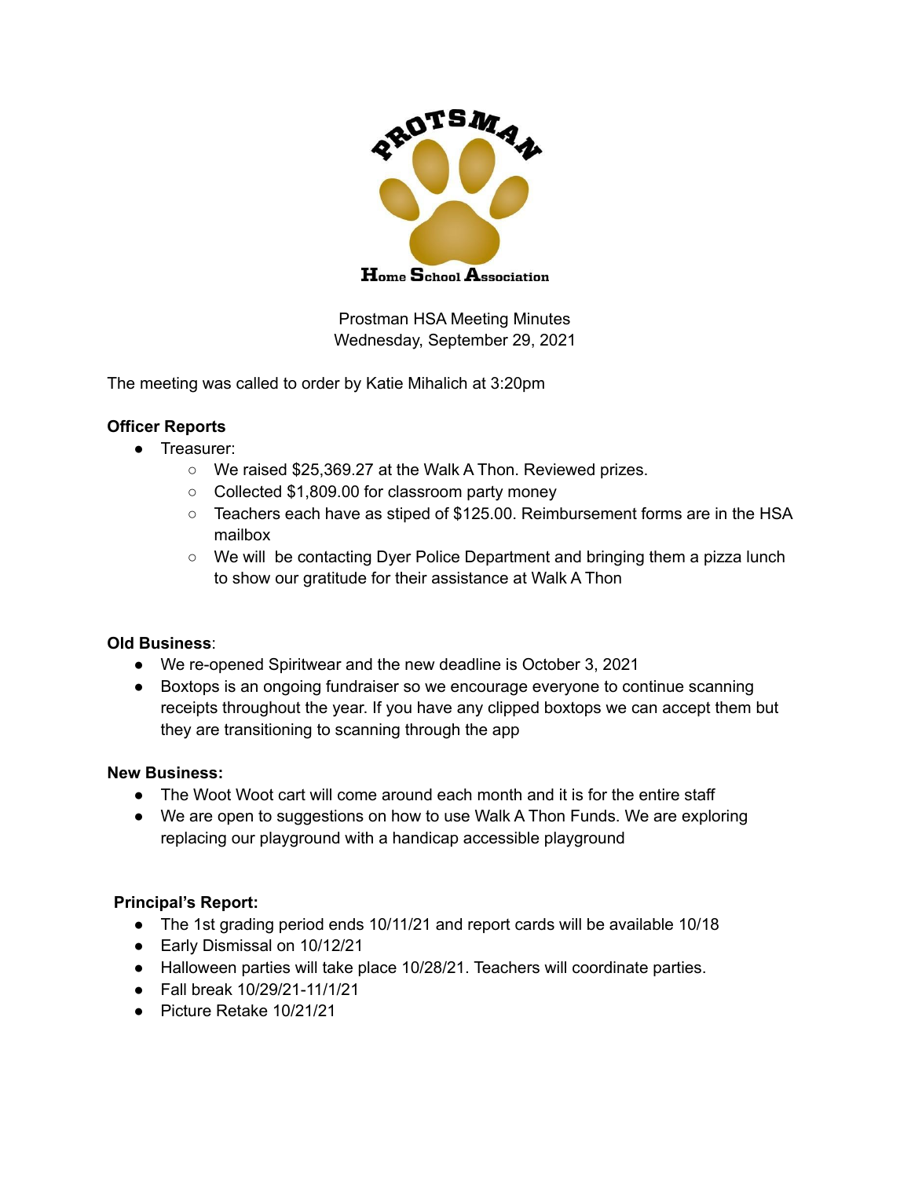PROTSMAN

Home School Association

Prostman HSA Meeting Minutes
Wednesday, September 29, 2021

The meeting was called to order by Katie Mihalich at 3:20pm

**Officer Reports**

- Treasurer:
  - We raised $25,369.27 at the Walk A Thon. Reviewed prizes.
  - Collected $1,809.00 for classroom party money
  - Teachers each have as stiped of $125.00. Reimbursement forms are in the HSA mailbox
  - We will be contacting Dyer Police Department and bringing them a pizza lunch to show our gratitude for their assistance at Walk A Thon

**Old Business**:

- We re-opened Spiritwear and the new deadline is October 3, 2021
- Boxtops is an ongoing fundraiser so we encourage everyone to continue scanning receipts throughout the year. If you have any clipped boxtops we can accept them but they are transitioning to scanning through the app

**New Business:**

- The Woot Woot cart will come around each month and it is for the entire staff
- We are open to suggestions on how to use Walk A Thon Funds. We are exploring replacing our playground with a handicap accessible playground

**Principal's Report:**

- The 1st grading period ends 10/11/21 and report cards will be available 10/18
- Early Dismissal on 10/12/21
- Halloween parties will take place 10/28/21. Teachers will coordinate parties.
- Fall break 10/29/21-11/1/21
- Picture Retake 10/21/21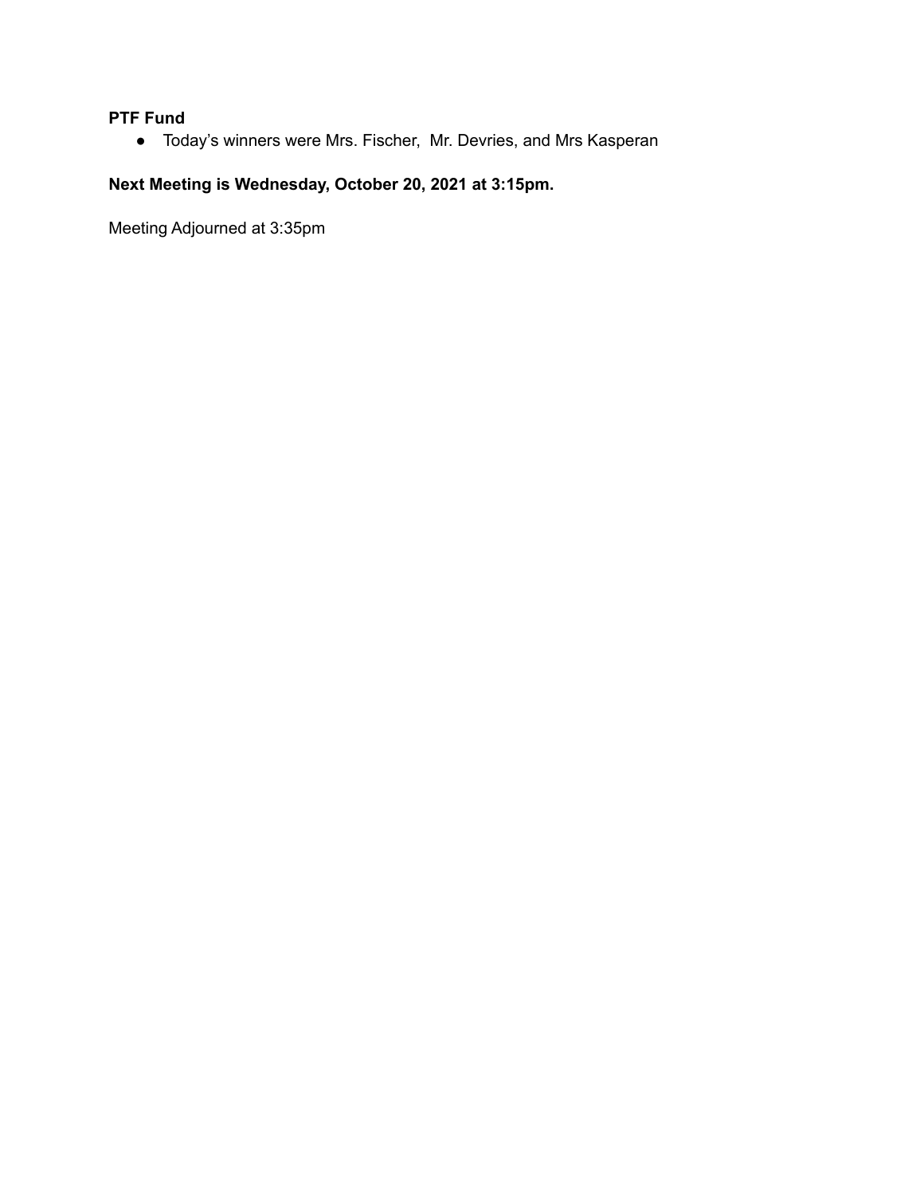**PTF Fund**

- Today's winners were Mrs. Fischer, Mr. Devries, and Mrs Kasperan

**Next Meeting is Wednesday, October 20, 2021 at 3:15pm.**

Meeting Adjourned at 3:35pm